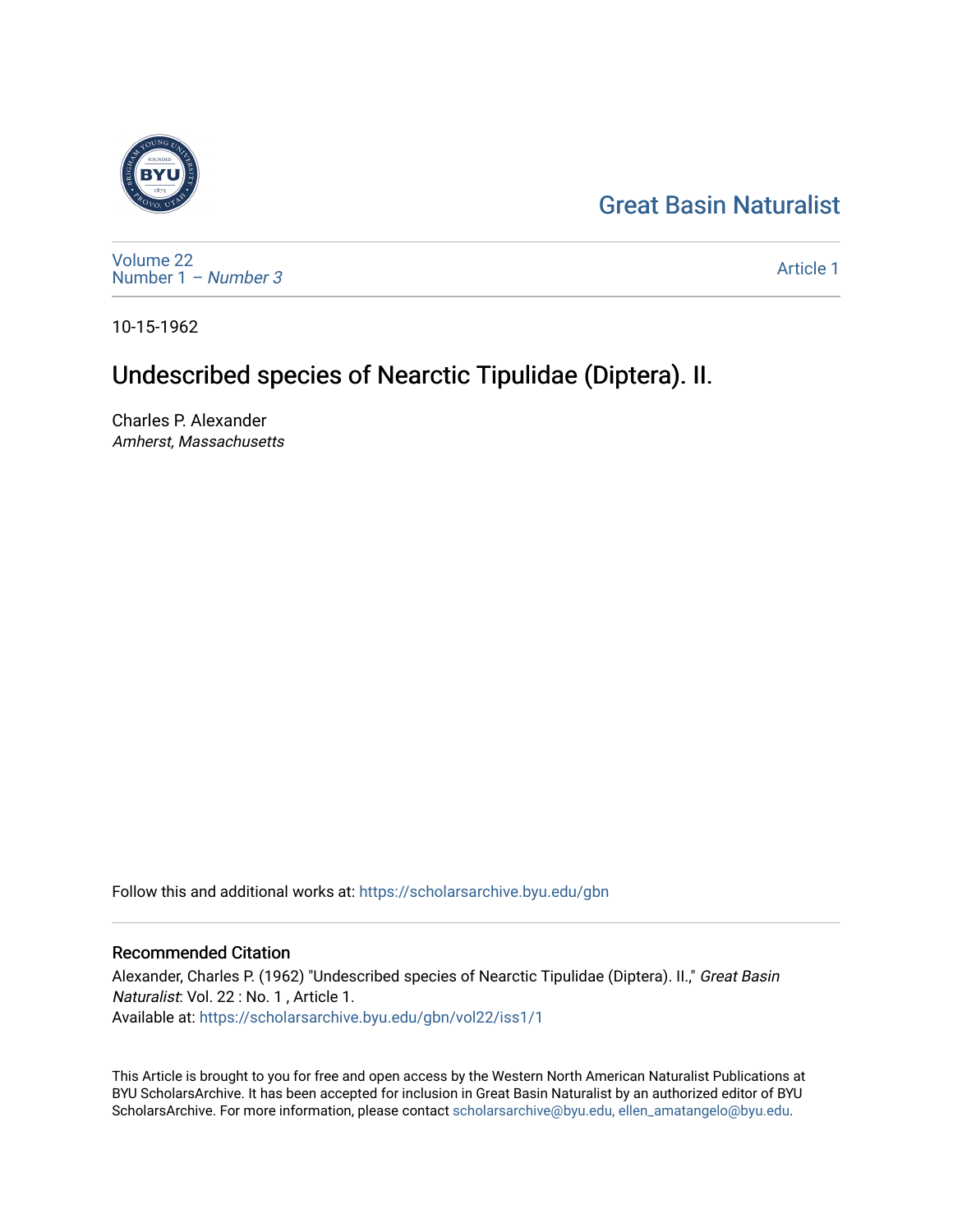Great Basin Naturalist

Volume 22
Number 1 – *Number 3*

Article 1

10-15-1962

# Undescribed species of Nearctic Tipulidae (Diptera). II.

Charles P. Alexander
*Amherst, Massachusetts*

Follow this and additional works at: https://scholarsarchive.byu.edu/gbn

## Recommended Citation

Alexander, Charles P. (1962) "Undescribed species of Nearctic Tipulidae (Diptera). II.," *Great Basin Naturalist*: Vol. 22 : No. 1 , Article 1.
Available at: https://scholarsarchive.byu.edu/gbn/vol22/iss1/1

This Article is brought to you for free and open access by the Western North American Naturalist Publications at BYU ScholarsArchive. It has been accepted for inclusion in Great Basin Naturalist by an authorized editor of BYU ScholarsArchive. For more information, please contact scholarsarchive@byu.edu, ellen_amatangelo@byu.edu.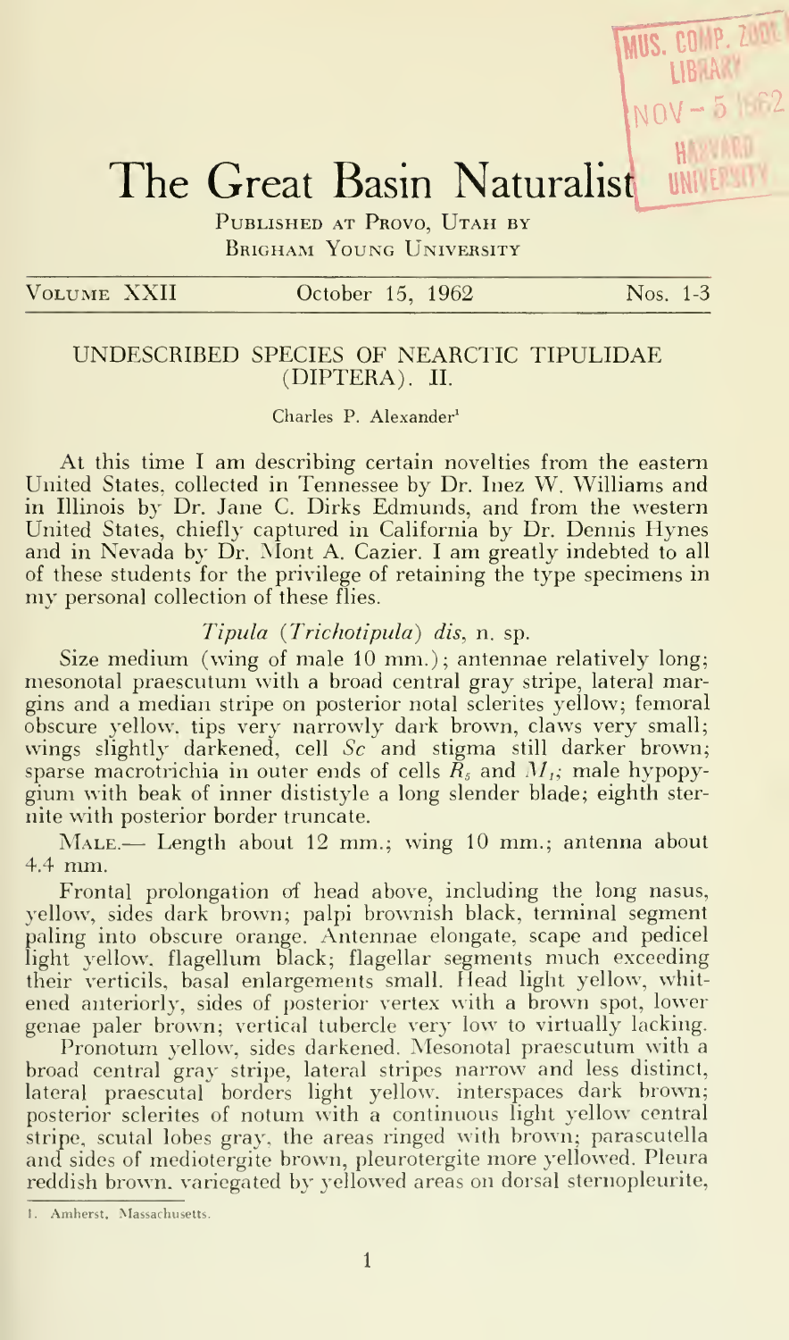# The Great Basin Naturalist

Published at Provo, Utah by
Brigham Young University

Volume XXII — October 15, 1962 — Nos. 1-3

## UNDESCRIBED SPECIES OF NEARCTIC TIPULIDAE (DIPTERA). II.

Charles P. Alexander[1]

At this time I am describing certain novelties from the eastern United States, collected in Tennessee by Dr. Inez W. Williams and in Illinois by Dr. Jane C. Dirks Edmunds, and from the western United States, chiefly captured in California by Dr. Dennis Hynes and in Nevada by Dr. Mont A. Cazier. I am greatly indebted to all of these students for the privilege of retaining the type specimens in my personal collection of these flies.

### *Tipula* (*Trichotipula*) *dis*, n. sp.

Size medium (wing of male 10 mm.); antennae relatively long; mesonotal praescutum with a broad central gray stripe, lateral margins and a median stripe on posterior notal sclerites yellow; femoral obscure yellow, tips very narrowly dark brown, claws very small; wings slightly darkened, cell *Sc* and stigma still darker brown; sparse macrotrichia in outer ends of cells $R_5$ and $M_1$; male hypopygium with beak of inner dististyle a long slender blade; eighth sternite with posterior border truncate.

Male.— Length about 12 mm.; wing 10 mm.; antenna about 4.4 mm.

Frontal prolongation of head above, including the long nasus, yellow, sides dark brown; palpi brownish black, terminal segment paling into obscure orange. Antennae elongate, scape and pedicel light yellow, flagellum black; flagellar segments much exceeding their verticils, basal enlargements small. Head light yellow, whitened anteriorly, sides of posterior vertex with a brown spot, lower genae paler brown; vertical tubercle very low to virtually lacking.

Pronotum yellow, sides darkened. Mesonotal praescutum with a broad central gray stripe, lateral stripes narrow and less distinct, lateral praescutal borders light yellow, interspaces dark brown; posterior sclerites of notum with a continuous light yellow central stripe, scutal lobes gray, the areas ringed with brown; parascutella and sides of mediotergite brown, pleurotergite more yellowed. Pleura reddish brown, variegated by yellowed areas on dorsal sternopleurite,

[1] Amherst, Massachusetts.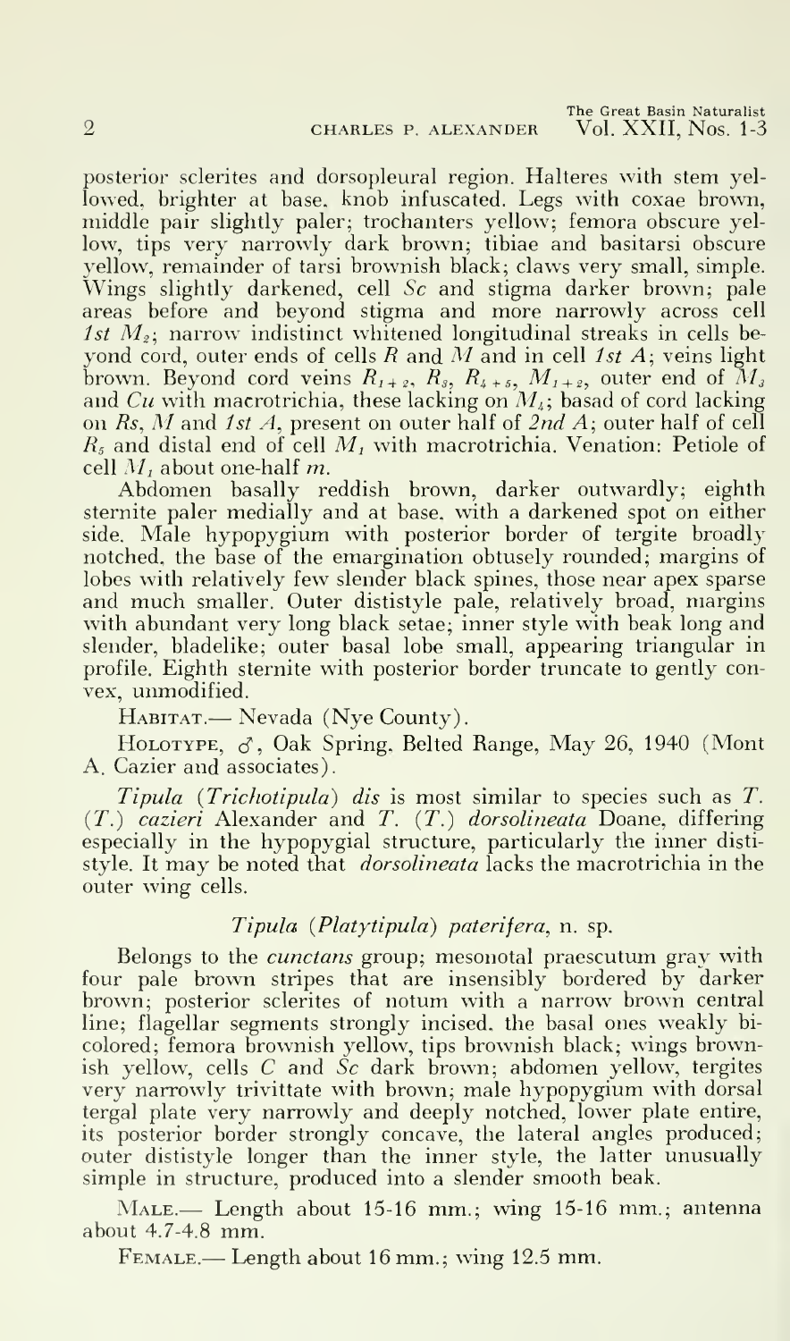posterior sclerites and dorsopleural region. Halteres with stem yellowed, brighter at base, knob infuscated. Legs with coxae brown, middle pair slightly paler; trochanters yellow; femora obscure yellow, tips very narrowly dark brown; tibiae and basitarsi obscure yellow, remainder of tarsi brownish black; claws very small, simple. Wings slightly darkened, cell *Sc* and stigma darker brown; pale areas before and beyond stigma and more narrowly across cell *1st* $M_2$; narrow indistinct whitened longitudinal streaks in cells beyond cord, outer ends of cells *R* and *M* and in cell *1st A*; veins light brown. Beyond cord veins $R_{1+2}$, $R_3$, $R_{4+5}$, $M_{1+2}$, outer end of $M_3$ and *Cu* with macrotrichia, these lacking on $M_4$; basad of cord lacking on *Rs*, *M* and *1st A*, present on outer half of *2nd A*; outer half of cell $R_5$ and distal end of cell $M_1$ with macrotrichia. Venation: Petiole of cell $M_1$ about one-half *m*.

Abdomen basally reddish brown, darker outwardly; eighth sternite paler medially and at base, with a darkened spot on either side. Male hypopygium with posterior border of tergite broadly notched, the base of the emargination obtusely rounded; margins of lobes with relatively few slender black spines, those near apex sparse and much smaller. Outer dististyle pale, relatively broad, margins with abundant very long black setae; inner style with beak long and slender, bladelike; outer basal lobe small, appearing triangular in profile. Eighth sternite with posterior border truncate to gently convex, unmodified.

Habitat.— Nevada (Nye County).

Holotype, ♂, Oak Spring, Belted Range, May 26, 1940 (Mont A. Cazier and associates).

*Tipula* (*Trichotipula*) *dis* is most similar to species such as *T.* (*T.*) *cazieri* Alexander and *T.* (*T.*) *dorsolineata* Doane, differing especially in the hypopygial structure, particularly the inner dististyle. It may be noted that *dorsolineata* lacks the macrotrichia in the outer wing cells.

### *Tipula* (*Platytipula*) *paterifera*, n. sp.

Belongs to the *cunctans* group; mesonotal praescutum gray with four pale brown stripes that are insensibly bordered by darker brown; posterior sclerites of notum with a narrow brown central line; flagellar segments strongly incised, the basal ones weakly bicolored; femora brownish yellow, tips brownish black; wings brownish yellow, cells *C* and *Sc* dark brown; abdomen yellow, tergites very narrowly trivittate with brown; male hypopygium with dorsal tergal plate very narrowly and deeply notched, lower plate entire, its posterior border strongly concave, the lateral angles produced; outer dististyle longer than the inner style, the latter unusually simple in structure, produced into a slender smooth beak.

Male.— Length about 15-16 mm.; wing 15-16 mm.; antenna about 4.7-4.8 mm.

Female.— Length about 16 mm.; wing 12.5 mm.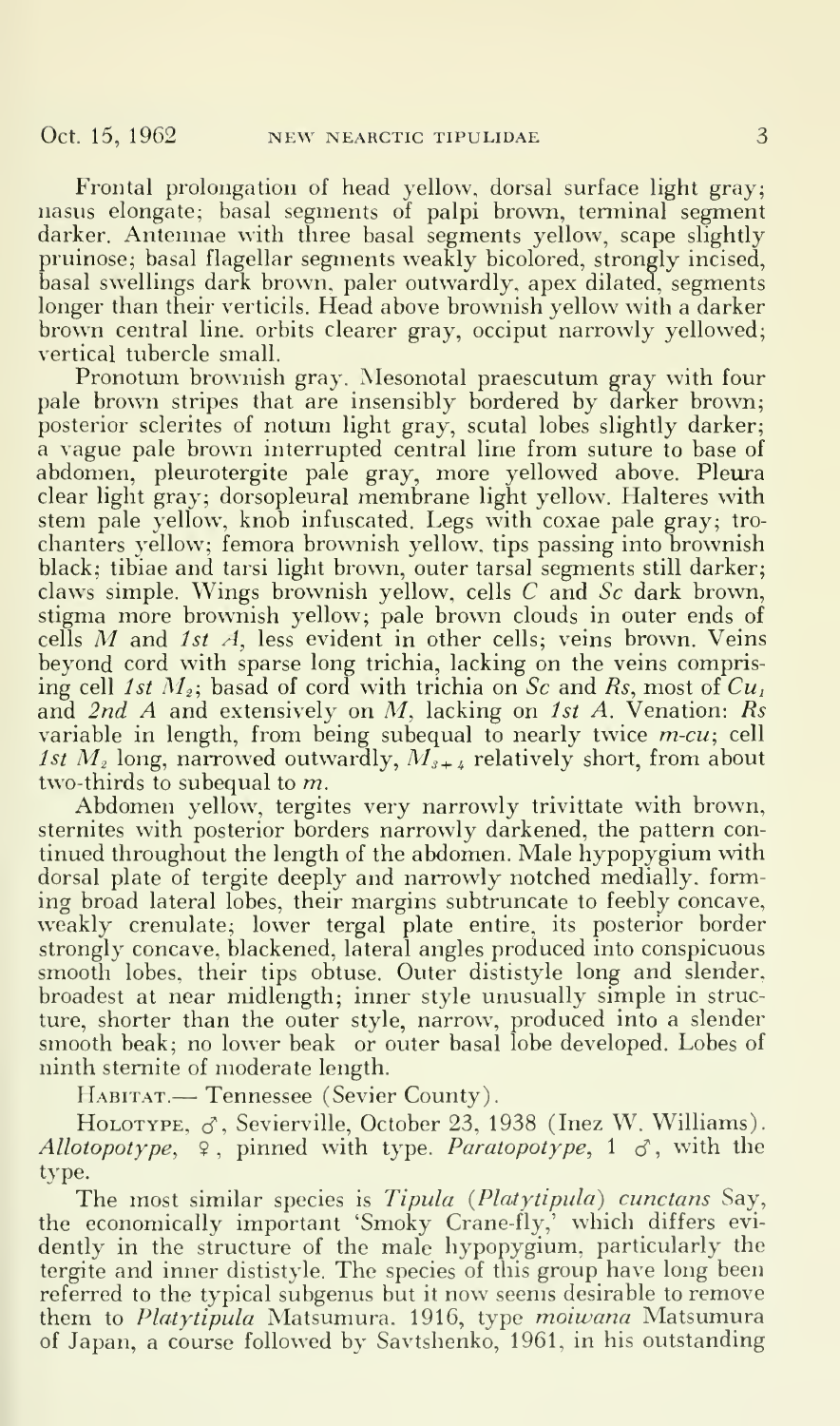Frontal prolongation of head yellow, dorsal surface light gray; nasus elongate; basal segments of palpi brown, terminal segment darker. Antennae with three basal segments yellow, scape slightly pruinose; basal flagellar segments weakly bicolored, strongly incised, basal swellings dark brown, paler outwardly, apex dilated, segments longer than their verticils. Head above brownish yellow with a darker brown central line, orbits clearer gray, occiput narrowly yellowed; vertical tubercle small.

Pronotum brownish gray. Mesonotal praescutum gray with four pale brown stripes that are insensibly bordered by darker brown; posterior sclerites of notum light gray, scutal lobes slightly darker; a vague pale brown interrupted central line from suture to base of abdomen, pleurotergite pale gray, more yellowed above. Pleura clear light gray; dorsopleural membrane light yellow. Halteres with stem pale yellow, knob infuscated. Legs with coxae pale gray; trochanters yellow; femora brownish yellow, tips passing into brownish black; tibiae and tarsi light brown, outer tarsal segments still darker; claws simple. Wings brownish yellow, cells *C* and *Sc* dark brown, stigma more brownish yellow; pale brown clouds in outer ends of cells *M* and *1st A*, less evident in other cells; veins brown. Veins beyond cord with sparse long trichia, lacking on the veins comprising cell *1st* $M_2$; basad of cord with trichia on *Sc* and *Rs*, most of $Cu_1$ and *2nd A* and extensively on *M*, lacking on *1st A*. Venation: *Rs* variable in length, from being subequal to nearly twice *m-cu*; cell *1st* $M_2$ long, narrowed outwardly, $M_{3+4}$ relatively short, from about two-thirds to subequal to *m*.

Abdomen yellow, tergites very narrowly trivittate with brown, sternites with posterior borders narrowly darkened, the pattern continued throughout the length of the abdomen. Male hypopygium with dorsal plate of tergite deeply and narrowly notched medially, forming broad lateral lobes, their margins subtruncate to feebly concave, weakly crenulate; lower tergal plate entire, its posterior border strongly concave, blackened, lateral angles produced into conspicuous smooth lobes, their tips obtuse. Outer dististyle long and slender, broadest at near midlength; inner style unusually simple in structure, shorter than the outer style, narrow, produced into a slender smooth beak; no lower beak or outer basal lobe developed. Lobes of ninth sternite of moderate length.

HABITAT.— Tennessee (Sevier County).

HOLOTYPE, ♂, Sevierville, October 23, 1938 (Inez W. Williams). *Allotopotype*, ♀, pinned with type. *Paratopotype*, 1 ♂, with the type.

The most similar species is *Tipula* (*Platytipula*) *cunctans* Say, the economically important 'Smoky Crane-fly,' which differs evidently in the structure of the male hypopygium, particularly the tergite and inner dististyle. The species of this group have long been referred to the typical subgenus but it now seems desirable to remove them to *Platytipula* Matsumura, 1916, type *moiwana* Matsumura of Japan, a course followed by Savtshenko, 1961, in his outstanding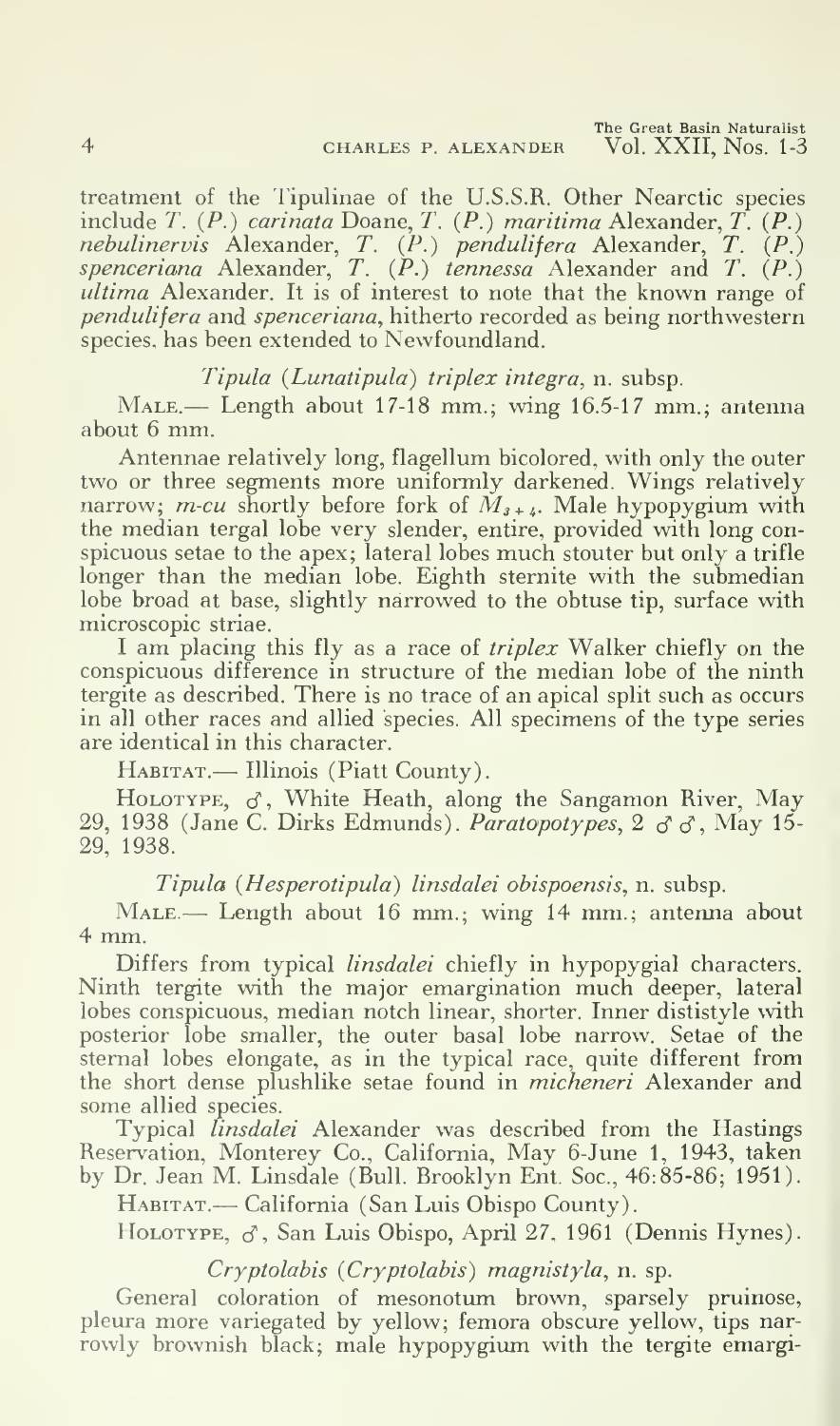treatment of the Tipulinae of the U.S.S.R. Other Nearctic species include *T.* (*P.*) *carinata* Doane, *T.* (*P.*) *maritima* Alexander, *T.* (*P.*) *nebulinervis* Alexander, *T.* (*P.*) *pendulifera* Alexander, *T.* (*P.*) *spenceriana* Alexander, *T.* (*P.*) *tennessa* Alexander and *T.* (*P.*) *ultima* Alexander. It is of interest to note that the known range of *pendulifera* and *spenceriana*, hitherto recorded as being northwestern species, has been extended to Newfoundland.

### *Tipula* (*Lunatipula*) *triplex integra*, n. subsp.

MALE.— Length about 17-18 mm.; wing 16.5-17 mm.; antenna about 6 mm.

Antennae relatively long, flagellum bicolored, with only the outer two or three segments more uniformly darkened. Wings relatively narrow; *m-cu* shortly before fork of $M_{3+4}$. Male hypopygium with the median tergal lobe very slender, entire, provided with long conspicuous setae to the apex; lateral lobes much stouter but only a trifle longer than the median lobe. Eighth sternite with the submedian lobe broad at base, slightly narrowed to the obtuse tip, surface with microscopic striae.

I am placing this fly as a race of *triplex* Walker chiefly on the conspicuous difference in structure of the median lobe of the ninth tergite as described. There is no trace of an apical split such as occurs in all other races and allied species. All specimens of the type series are identical in this character.

HABITAT.— Illinois (Piatt County).

HOLOTYPE, ♂, White Heath, along the Sangamon River, May 29, 1938 (Jane C. Dirks Edmunds). *Paratopotypes*, 2 ♂♂, May 15-29, 1938.

### *Tipula* (*Hesperotipula*) *linsdalei obispoensis*, n. subsp.

MALE.— Length about 16 mm.; wing 14 mm.; antenna about 4 mm.

Differs from typical *linsdalei* chiefly in hypopygial characters. Ninth tergite with the major emargination much deeper, lateral lobes conspicuous, median notch linear, shorter. Inner dististyle with posterior lobe smaller, the outer basal lobe narrow. Setae of the sternal lobes elongate, as in the typical race, quite different from the short dense plushlike setae found in *micheneri* Alexander and some allied species.

Typical *linsdalei* Alexander was described from the Hastings Reservation, Monterey Co., California, May 6-June 1, 1943, taken by Dr. Jean M. Linsdale (Bull. Brooklyn Ent. Soc., 46:85-86; 1951).

HABITAT.— California (San Luis Obispo County).

HOLOTYPE, ♂, San Luis Obispo, April 27, 1961 (Dennis Hynes).

### *Cryptolabis* (*Cryptolabis*) *magnistyla*, n. sp.

General coloration of mesonotum brown, sparsely pruinose, pleura more variegated by yellow; femora obscure yellow, tips narrowly brownish black; male hypopygium with the tergite emargi-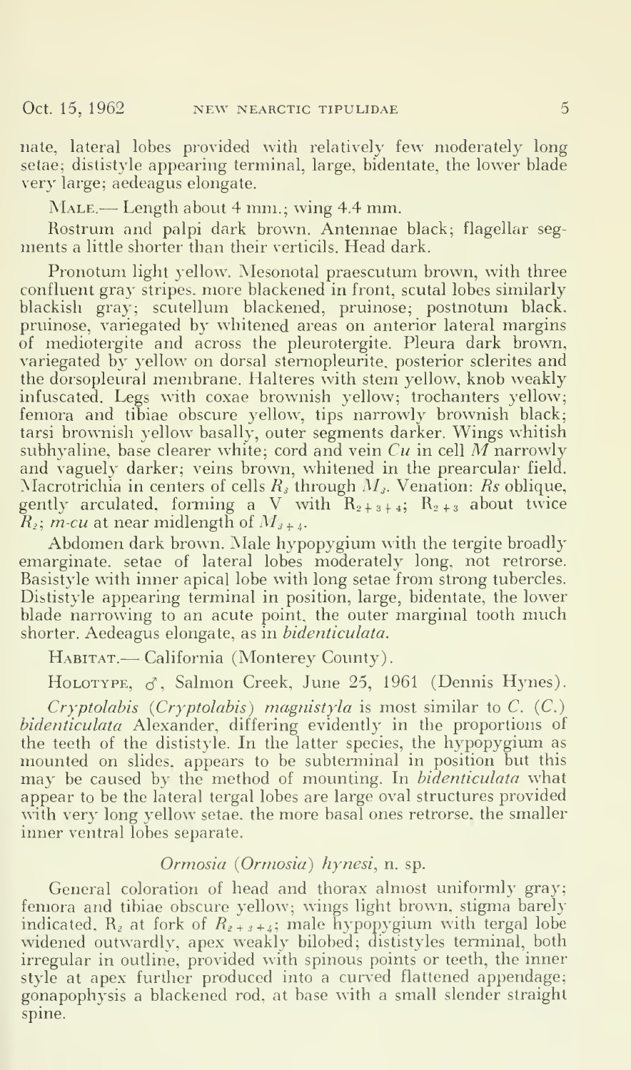nate, lateral lobes provided with relatively few moderately long setae; dististyle appearing terminal, large, bidentate, the lower blade very large; aedeagus elongate.

MALE.— Length about 4 mm.; wing 4.4 mm.

Rostrum and palpi dark brown. Antennae black; flagellar segments a little shorter than their verticils. Head dark.

Pronotum light yellow. Mesonotal praescutum brown, with three confluent gray stripes, more blackened in front, scutal lobes similarly blackish gray; scutellum blackened, pruinose; postnotum black, pruinose, variegated by whitened areas on anterior lateral margins of mediotergite and across the pleurotergite. Pleura dark brown, variegated by yellow on dorsal sternopleurite, posterior sclerites and the dorsopleural membrane. Halteres with stem yellow, knob weakly infuscated. Legs with coxae brownish yellow; trochanters yellow; femora and tibiae obscure yellow, tips narrowly brownish black; tarsi brownish yellow basally, outer segments darker. Wings whitish subhyaline, base clearer white; cord and vein *Cu* in cell *M* narrowly and vaguely darker; veins brown, whitened in the prearcular field. Macrotrichia in centers of cells $R_3$ through $M_3$. Venation: *Rs* oblique, gently arculated, forming a V with $R_{2+3+4}$; $R_{2+3}$ about twice $R_2$; *m-cu* at near midlength of $M_{3+4}$.

Abdomen dark brown. Male hypopygium with the tergite broadly emarginate, setae of lateral lobes moderately long, not retrorse. Basistyle with inner apical lobe with long setae from strong tubercles. Dististyle appearing terminal in position, large, bidentate, the lower blade narrowing to an acute point, the outer marginal tooth much shorter. Aedeagus elongate, as in *bidenticulata*.

HABITAT.— California (Monterey County).

HOLOTYPE, ♂, Salmon Creek, June 25, 1961 (Dennis Hynes).

*Cryptolabis* (*Cryptolabis*) *magnistyla* is most similar to *C.* (*C.*) *bidenticulata* Alexander, differing evidently in the proportions of the teeth of the dististyle. In the latter species, the hypopygium as mounted on slides, appears to be subterminal in position but this may be caused by the method of mounting. In *bidenticulata* what appear to be the lateral tergal lobes are large oval structures provided with very long yellow setae, the more basal ones retrorse, the smaller inner ventral lobes separate.

### *Ormosia* (*Ormosia*) *hynesi*, n. sp.

General coloration of head and thorax almost uniformly gray; femora and tibiae obscure yellow; wings light brown, stigma barely indicated, $R_2$ at fork of $R_{2+3+4}$; male hypopygium with tergal lobe widened outwardly, apex weakly bilobed; dististyles terminal, both irregular in outline, provided with spinous points or teeth, the inner style at apex further produced into a curved flattened appendage; gonapophysis a blackened rod, at base with a small slender straight spine.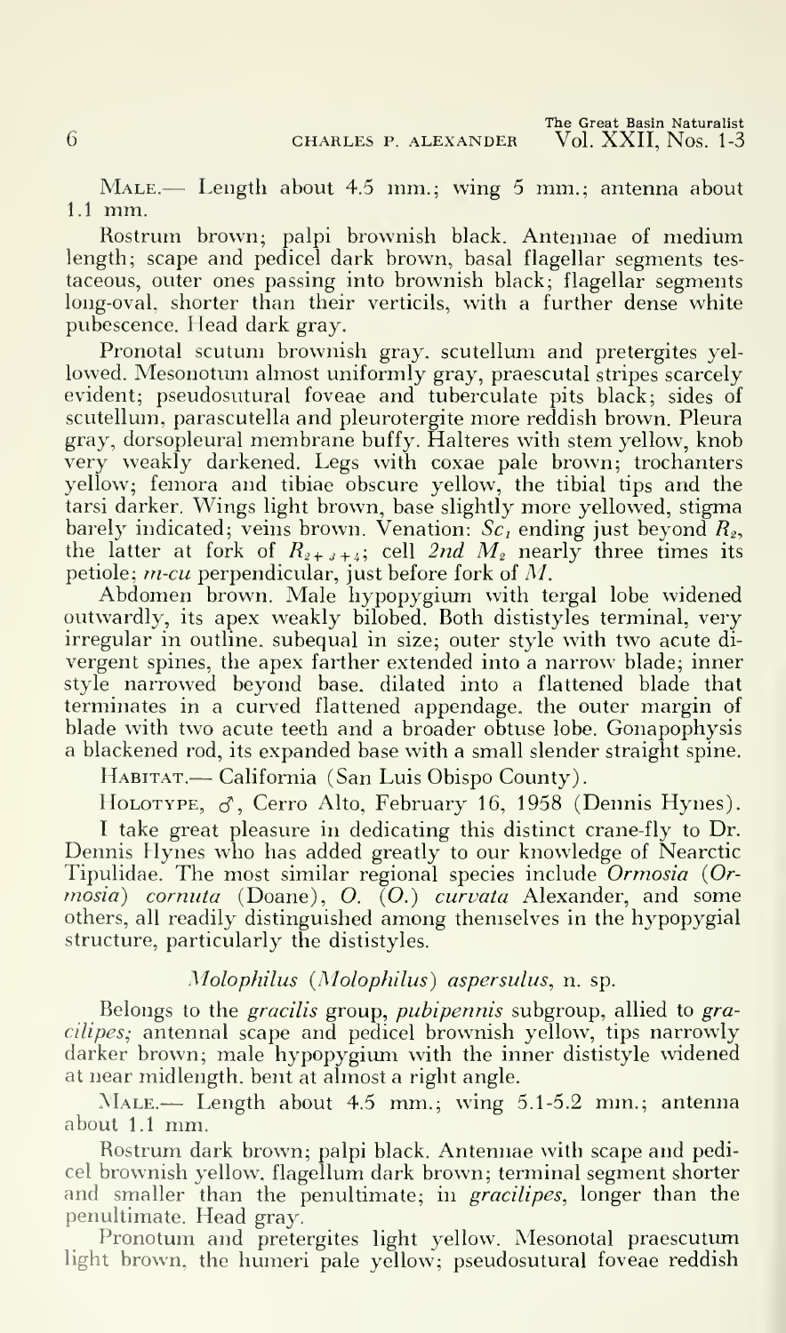Male.— Length about 4.5 mm.; wing 5 mm.; antenna about 1.1 mm.

Rostrum brown; palpi brownish black. Antennae of medium length; scape and pedicel dark brown, basal flagellar segments testaceous, outer ones passing into brownish black; flagellar segments long-oval, shorter than their verticils, with a further dense white pubescence. Head dark gray.

Pronotal scutum brownish gray, scutellum and pretergites yellowed. Mesonotum almost uniformly gray, praescutal stripes scarcely evident; pseudosutural foveae and tuberculate pits black; sides of scutellum, parascutella and pleurotergite more reddish brown. Pleura gray, dorsopleural membrane buffy. Halteres with stem yellow, knob very weakly darkened. Legs with coxae pale brown; trochanters yellow; femora and tibiae obscure yellow, the tibial tips and the tarsi darker. Wings light brown, base slightly more yellowed, stigma barely indicated; veins brown. Venation: $Sc_1$ ending just beyond $R_2$, the latter at fork of $R_{2+3+4}$; cell *2nd* $M_2$ nearly three times its petiole; *m-cu* perpendicular, just before fork of $M$.

Abdomen brown. Male hypopygium with tergal lobe widened outwardly, its apex weakly bilobed. Both dististyles terminal, very irregular in outline, subequal in size; outer style with two acute divergent spines, the apex farther extended into a narrow blade; inner style narrowed beyond base, dilated into a flattened blade that terminates in a curved flattened appendage, the outer margin of blade with two acute teeth and a broader obtuse lobe. Gonapophysis a blackened rod, its expanded base with a small slender straight spine.

Habitat.— California (San Luis Obispo County).

Holotype, ♂, Cerro Alto, February 16, 1958 (Dennis Hynes).

I take great pleasure in dedicating this distinct crane-fly to Dr. Dennis Hynes who has added greatly to our knowledge of Nearctic Tipulidae. The most similar regional species include *Ormosia* (*Ormosia*) *cornuta* (Doane), *O.* (*O.*) *curvata* Alexander, and some others, all readily distinguished among themselves in the hypopygial structure, particularly the dististyles.

### *Molophilus* (*Molophilus*) *aspersulus*, n. sp.

Belongs to the *gracilis* group, *pubipennis* subgroup, allied to *gracilipes;* antennal scape and pedicel brownish yellow, tips narrowly darker brown; male hypopygium with the inner dististyle widened at near midlength, bent at almost a right angle.

Male.— Length about 4.5 mm.; wing 5.1-5.2 mm.; antenna about 1.1 mm.

Rostrum dark brown; palpi black. Antennae with scape and pedicel brownish yellow, flagellum dark brown; terminal segment shorter and smaller than the penultimate; in *gracilipes*, longer than the penultimate. Head gray.

Pronotum and pretergites light yellow. Mesonotal praescutum light brown, the humeri pale yellow; pseudosutural foveae reddish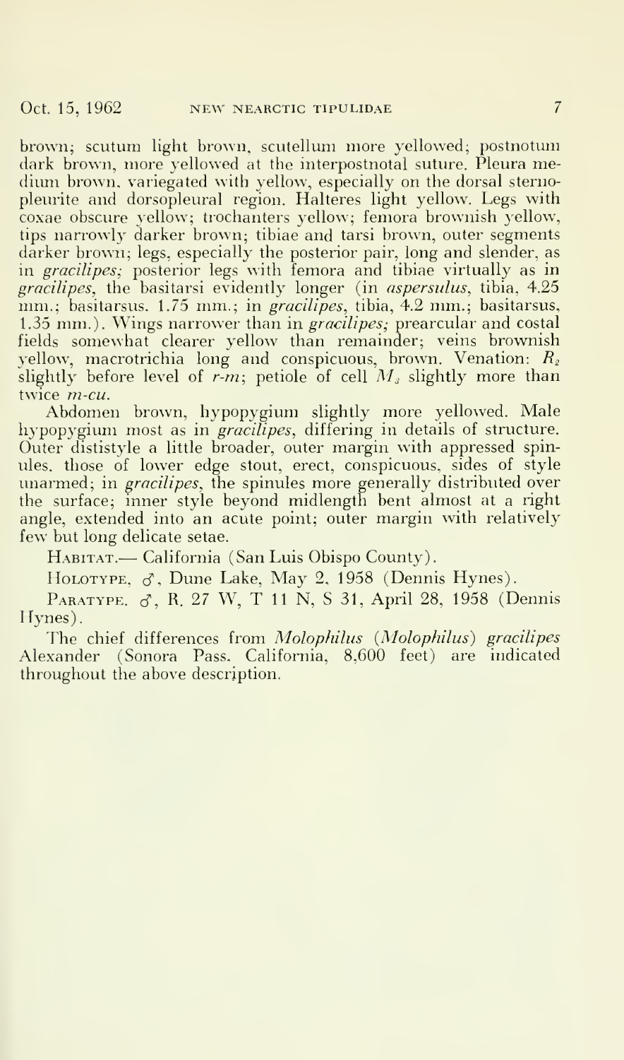brown; scutum light brown, scutellum more yellowed; postnotum dark brown, more yellowed at the interpostnotal suture. Pleura medium brown, variegated with yellow, especially on the dorsal sternopleurite and dorsopleural region. Halteres light yellow. Legs with coxae obscure yellow; trochanters yellow; femora brownish yellow, tips narrowly darker brown; tibiae and tarsi brown, outer segments darker brown; legs, especially the posterior pair, long and slender, as in *gracilipes;* posterior legs with femora and tibiae virtually as in *gracilipes*, the basitarsi evidently longer (in *aspersulus*, tibia, 4.25 mm.; basitarsus, 1.75 mm.; in *gracilipes*, tibia, 4.2 mm.; basitarsus, 1.35 mm.). Wings narrower than in *gracilipes;* prearcular and costal fields somewhat clearer yellow than remainder; veins brownish yellow, macrotrichia long and conspicuous, brown. Venation: $R_2$ slightly before level of *r-m*; petiole of cell $M_3$ slightly more than twice *m-cu*.

Abdomen brown, hypopygium slightly more yellowed. Male hypopygium most as in *gracilipes*, differing in details of structure. Outer dististyle a little broader, outer margin with appressed spinules, those of lower edge stout, erect, conspicuous, sides of style unarmed; in *gracilipes*, the spinules more generally distributed over the surface; inner style beyond midlength bent almost at a right angle, extended into an acute point; outer margin with relatively few but long delicate setae.

Habitat.— California (San Luis Obispo County).

Holotype, ♂, Dune Lake, May 2, 1958 (Dennis Hynes).

Paratype, ♂, R. 27 W, T 11 N, S 31, April 28, 1958 (Dennis Hynes).

The chief differences from *Molophilus* (*Molophilus*) *gracilipes* Alexander (Sonora Pass, California, 8,600 feet) are indicated throughout the above description.